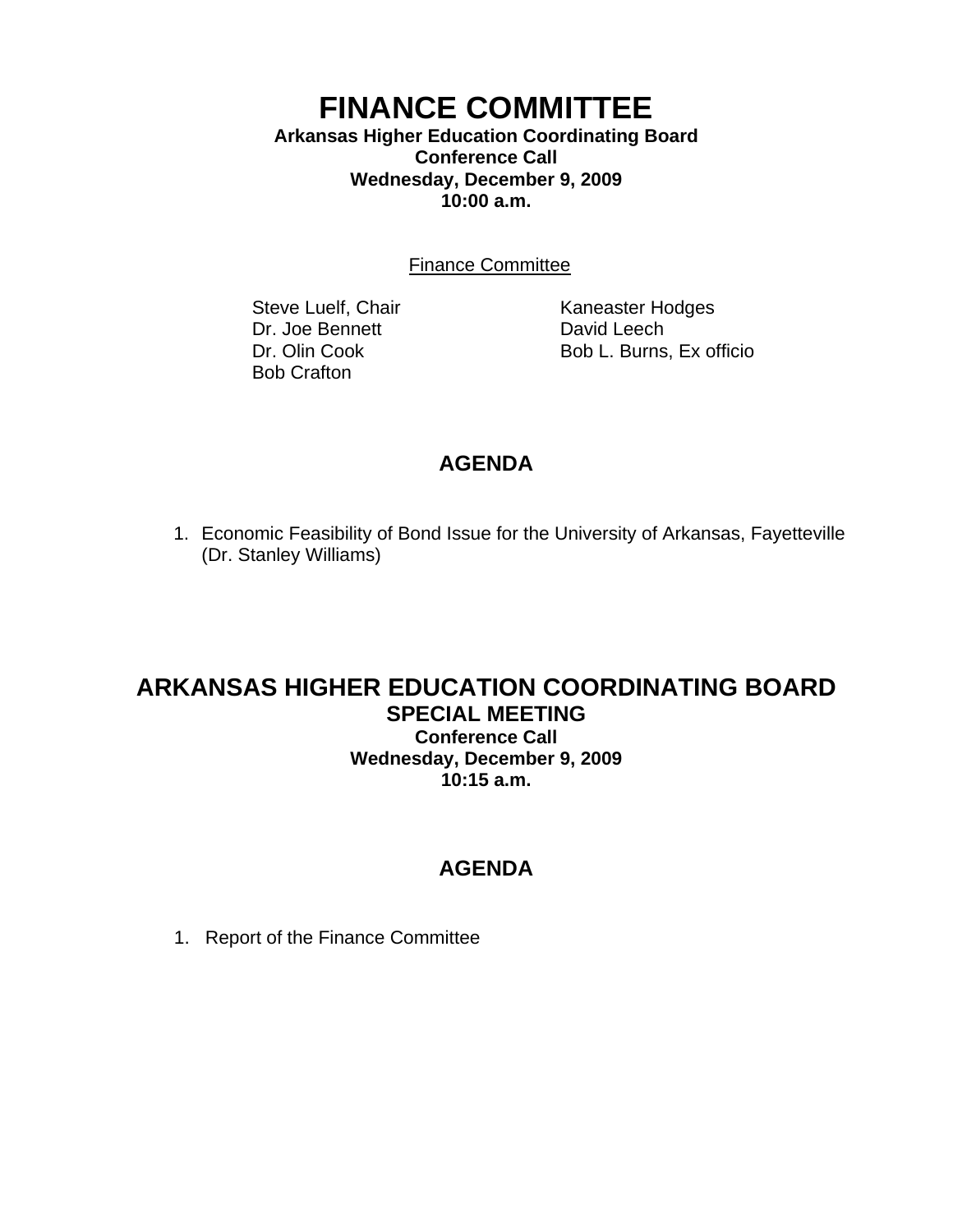# FINANCE COMMITTEE

**Arkansas Higher Education Coordinating Board**
**Conference Call**
**Wednesday, December 9, 2009**
**10:00 a.m.**

<u>Finance Committee</u>

Steve Luelf, Chair
Dr. Joe Bennett
Dr. Olin Cook
Bob Crafton
Kaneaster Hodges
David Leech
Bob L. Burns, Ex officio

## AGENDA

1. Economic Feasibility of Bond Issue for the University of Arkansas, Fayetteville (Dr. Stanley Williams)

# ARKANSAS HIGHER EDUCATION COORDINATING BOARD

## SPECIAL MEETING

**Conference Call**
**Wednesday, December 9, 2009**
**10:15 a.m.**

## AGENDA

1. Report of the Finance Committee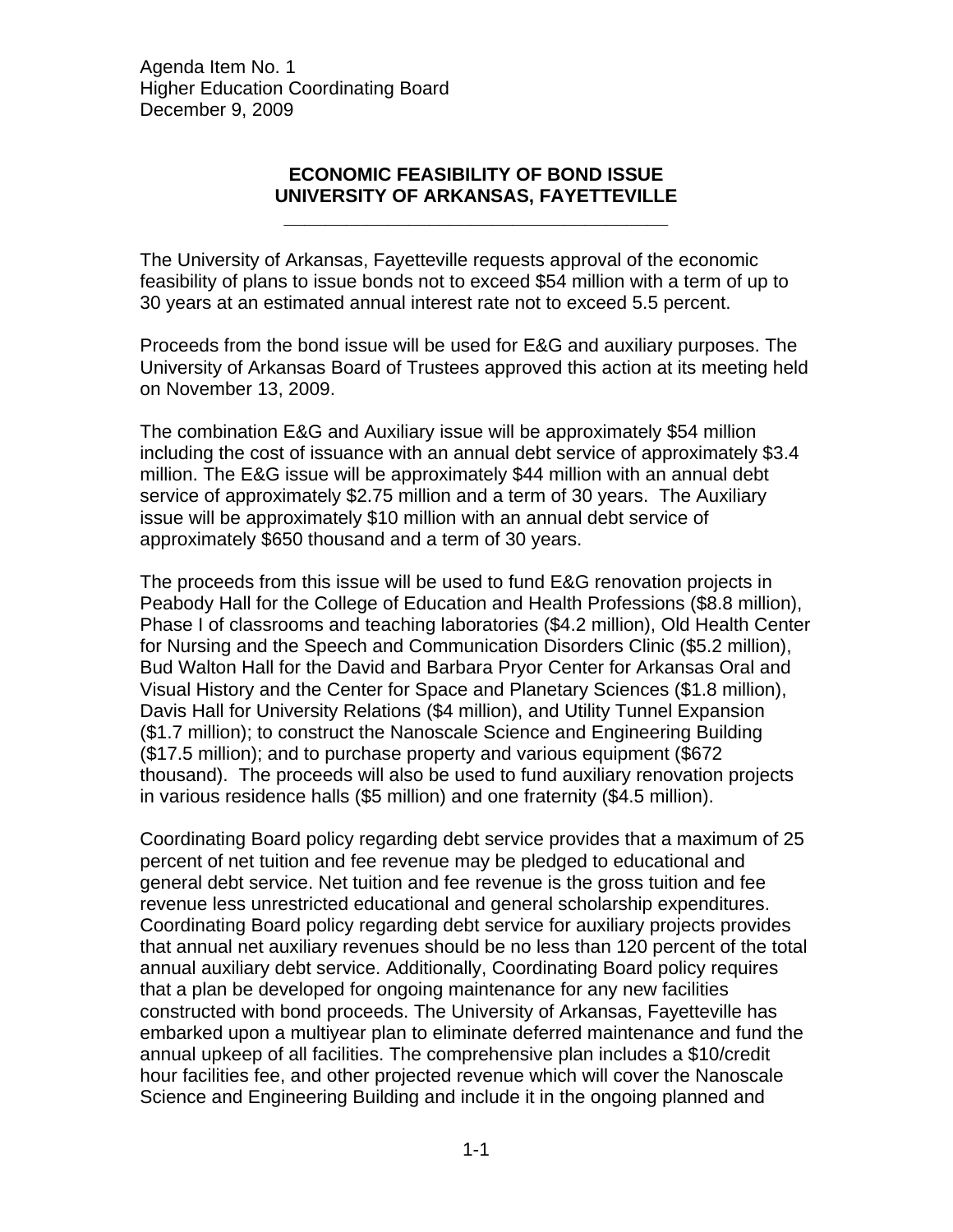Agenda Item No. 1
Higher Education Coordinating Board
December 9, 2009

## ECONOMIC FEASIBILITY OF BOND ISSUE
## UNIVERSITY OF ARKANSAS, FAYETTEVILLE

The University of Arkansas, Fayetteville requests approval of the economic feasibility of plans to issue bonds not to exceed $54 million with a term of up to 30 years at an estimated annual interest rate not to exceed 5.5 percent.

Proceeds from the bond issue will be used for E&G and auxiliary purposes. The University of Arkansas Board of Trustees approved this action at its meeting held on November 13, 2009.

The combination E&G and Auxiliary issue will be approximately $54 million including the cost of issuance with an annual debt service of approximately $3.4 million. The E&G issue will be approximately $44 million with an annual debt service of approximately $2.75 million and a term of 30 years. The Auxiliary issue will be approximately $10 million with an annual debt service of approximately $650 thousand and a term of 30 years.

The proceeds from this issue will be used to fund E&G renovation projects in Peabody Hall for the College of Education and Health Professions ($8.8 million), Phase I of classrooms and teaching laboratories ($4.2 million), Old Health Center for Nursing and the Speech and Communication Disorders Clinic ($5.2 million), Bud Walton Hall for the David and Barbara Pryor Center for Arkansas Oral and Visual History and the Center for Space and Planetary Sciences ($1.8 million), Davis Hall for University Relations ($4 million), and Utility Tunnel Expansion ($1.7 million); to construct the Nanoscale Science and Engineering Building ($17.5 million); and to purchase property and various equipment ($672 thousand). The proceeds will also be used to fund auxiliary renovation projects in various residence halls ($5 million) and one fraternity ($4.5 million).

Coordinating Board policy regarding debt service provides that a maximum of 25 percent of net tuition and fee revenue may be pledged to educational and general debt service. Net tuition and fee revenue is the gross tuition and fee revenue less unrestricted educational and general scholarship expenditures. Coordinating Board policy regarding debt service for auxiliary projects provides that annual net auxiliary revenues should be no less than 120 percent of the total annual auxiliary debt service. Additionally, Coordinating Board policy requires that a plan be developed for ongoing maintenance for any new facilities constructed with bond proceeds. The University of Arkansas, Fayetteville has embarked upon a multiyear plan to eliminate deferred maintenance and fund the annual upkeep of all facilities. The comprehensive plan includes a $10/credit hour facilities fee, and other projected revenue which will cover the Nanoscale Science and Engineering Building and include it in the ongoing planned and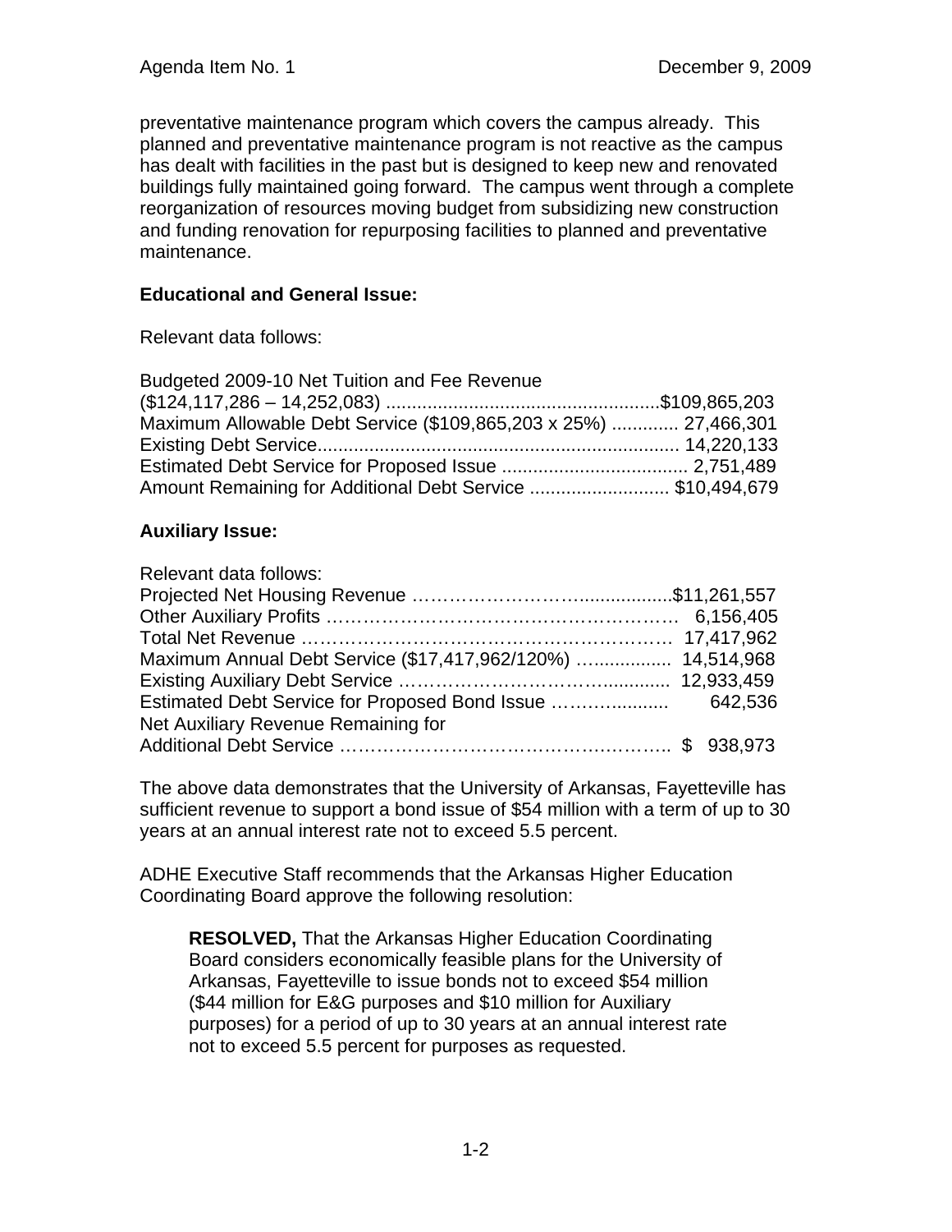preventative maintenance program which covers the campus already. This planned and preventative maintenance program is not reactive as the campus has dealt with facilities in the past but is designed to keep new and renovated buildings fully maintained going forward. The campus went through a complete reorganization of resources moving budget from subsidizing new construction and funding renovation for repurposing facilities to planned and preventative maintenance.

**Educational and General Issue:**

Relevant data follows:

| | |
|---|---|
| Budgeted 2009-10 Net Tuition and Fee Revenue ($124,117,286 – 14,252,083) | $109,865,203 |
| Maximum Allowable Debt Service ($109,865,203 x 25%) | 27,466,301 |
| Existing Debt Service | 14,220,133 |
| Estimated Debt Service for Proposed Issue | 2,751,489 |
| Amount Remaining for Additional Debt Service | $10,494,679 |

**Auxiliary Issue:**

Relevant data follows:

| | |
|---|---|
| Projected Net Housing Revenue | $11,261,557 |
| Other Auxiliary Profits | 6,156,405 |
| Total Net Revenue | 17,417,962 |
| Maximum Annual Debt Service ($17,417,962/120%) | 14,514,968 |
| Existing Auxiliary Debt Service | 12,933,459 |
| Estimated Debt Service for Proposed Bond Issue | 642,536 |
| Net Auxiliary Revenue Remaining for Additional Debt Service | $ 938,973 |

The above data demonstrates that the University of Arkansas, Fayetteville has sufficient revenue to support a bond issue of $54 million with a term of up to 30 years at an annual interest rate not to exceed 5.5 percent.

ADHE Executive Staff recommends that the Arkansas Higher Education Coordinating Board approve the following resolution:

> **RESOLVED,** That the Arkansas Higher Education Coordinating Board considers economically feasible plans for the University of Arkansas, Fayetteville to issue bonds not to exceed $54 million ($44 million for E&G purposes and $10 million for Auxiliary purposes) for a period of up to 30 years at an annual interest rate not to exceed 5.5 percent for purposes as requested.